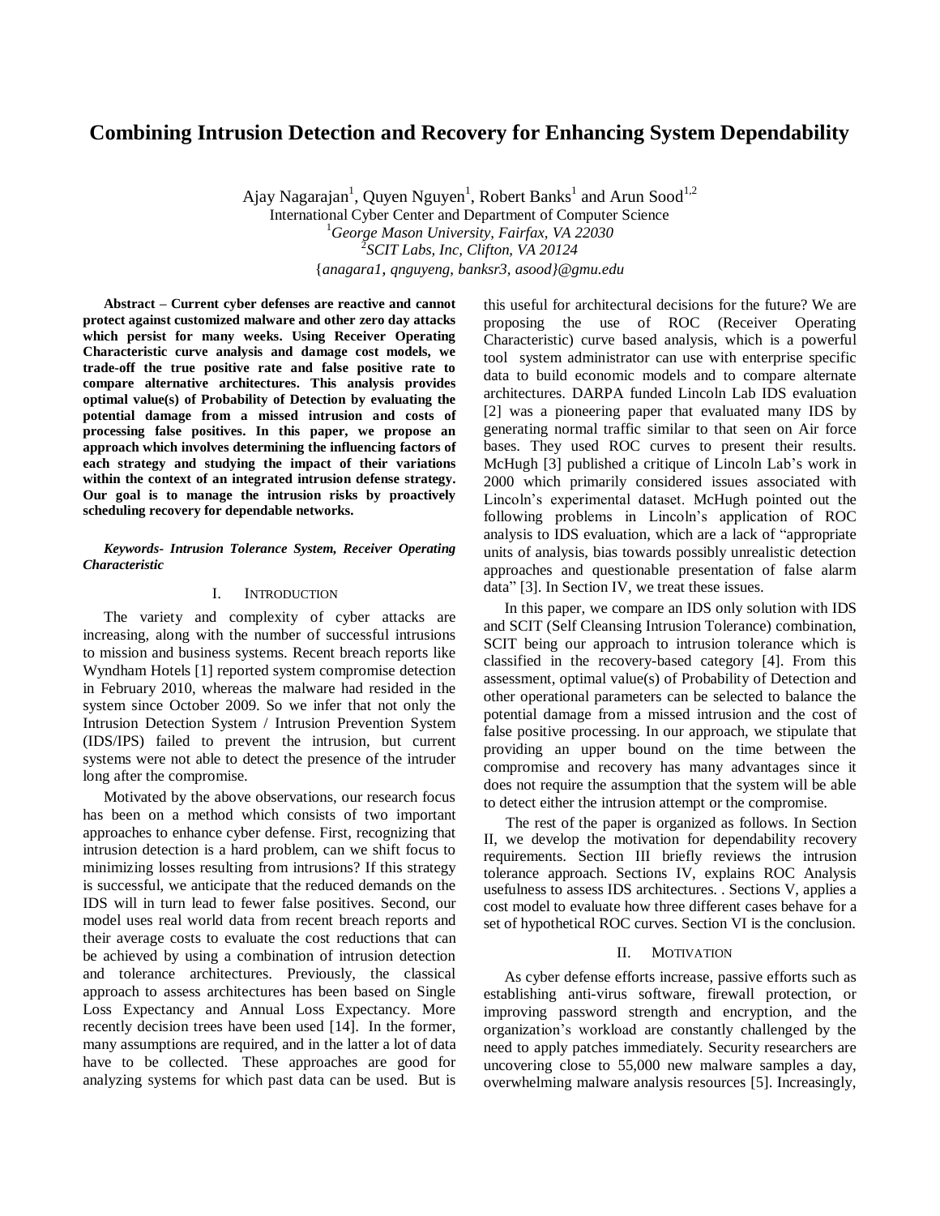# Combining Intrusion Detection and Recovery for Enhancing System Dependability

Ajay Nagarajan[1], Quyen Nguyen[1], Robert Banks[1] and Arun Sood[1,2]

International Cyber Center and Department of Computer Science

[1]*George Mason University, Fairfax, VA 22030*

[2]*SCIT Labs, Inc, Clifton, VA 20124*

{*anagara1, qnguyeng, banksr3, asood*}*@gmu.edu*

**Abstract – Current cyber defenses are reactive and cannot protect against customized malware and other zero day attacks which persist for many weeks. Using Receiver Operating Characteristic curve analysis and damage cost models, we trade-off the true positive rate and false positive rate to compare alternative architectures. This analysis provides optimal value(s) of Probability of Detection by evaluating the potential damage from a missed intrusion and costs of processing false positives. In this paper, we propose an approach which involves determining the influencing factors of each strategy and studying the impact of their variations within the context of an integrated intrusion defense strategy. Our goal is to manage the intrusion risks by proactively scheduling recovery for dependable networks.**

***Keywords- Intrusion Tolerance System, Receiver Operating Characteristic***

## I. Introduction

The variety and complexity of cyber attacks are increasing, along with the number of successful intrusions to mission and business systems. Recent breach reports like Wyndham Hotels [1] reported system compromise detection in February 2010, whereas the malware had resided in the system since October 2009. So we infer that not only the Intrusion Detection System / Intrusion Prevention System (IDS/IPS) failed to prevent the intrusion, but current systems were not able to detect the presence of the intruder long after the compromise.

Motivated by the above observations, our research focus has been on a method which consists of two important approaches to enhance cyber defense. First, recognizing that intrusion detection is a hard problem, can we shift focus to minimizing losses resulting from intrusions? If this strategy is successful, we anticipate that the reduced demands on the IDS will in turn lead to fewer false positives. Second, our model uses real world data from recent breach reports and their average costs to evaluate the cost reductions that can be achieved by using a combination of intrusion detection and tolerance architectures. Previously, the classical approach to assess architectures has been based on Single Loss Expectancy and Annual Loss Expectancy. More recently decision trees have been used [14]. In the former, many assumptions are required, and in the latter a lot of data have to be collected. These approaches are good for analyzing systems for which past data can be used. But is this useful for architectural decisions for the future? We are proposing the use of ROC (Receiver Operating Characteristic) curve based analysis, which is a powerful tool system administrator can use with enterprise specific data to build economic models and to compare alternate architectures. DARPA funded Lincoln Lab IDS evaluation [2] was a pioneering paper that evaluated many IDS by generating normal traffic similar to that seen on Air force bases. They used ROC curves to present their results. McHugh [3] published a critique of Lincoln Lab's work in 2000 which primarily considered issues associated with Lincoln's experimental dataset. McHugh pointed out the following problems in Lincoln's application of ROC analysis to IDS evaluation, which are a lack of "appropriate units of analysis, bias towards possibly unrealistic detection approaches and questionable presentation of false alarm data" [3]. In Section IV, we treat these issues.

In this paper, we compare an IDS only solution with IDS and SCIT (Self Cleansing Intrusion Tolerance) combination, SCIT being our approach to intrusion tolerance which is classified in the recovery-based category [4]. From this assessment, optimal value(s) of Probability of Detection and other operational parameters can be selected to balance the potential damage from a missed intrusion and the cost of false positive processing. In our approach, we stipulate that providing an upper bound on the time between the compromise and recovery has many advantages since it does not require the assumption that the system will be able to detect either the intrusion attempt or the compromise.

The rest of the paper is organized as follows. In Section II, we develop the motivation for dependability recovery requirements. Section III briefly reviews the intrusion tolerance approach. Sections IV, explains ROC Analysis usefulness to assess IDS architectures. . Sections V, applies a cost model to evaluate how three different cases behave for a set of hypothetical ROC curves. Section VI is the conclusion.

## II. Motivation

As cyber defense efforts increase, passive efforts such as establishing anti-virus software, firewall protection, or improving password strength and encryption, and the organization's workload are constantly challenged by the need to apply patches immediately. Security researchers are uncovering close to 55,000 new malware samples a day, overwhelming malware analysis resources [5]. Increasingly,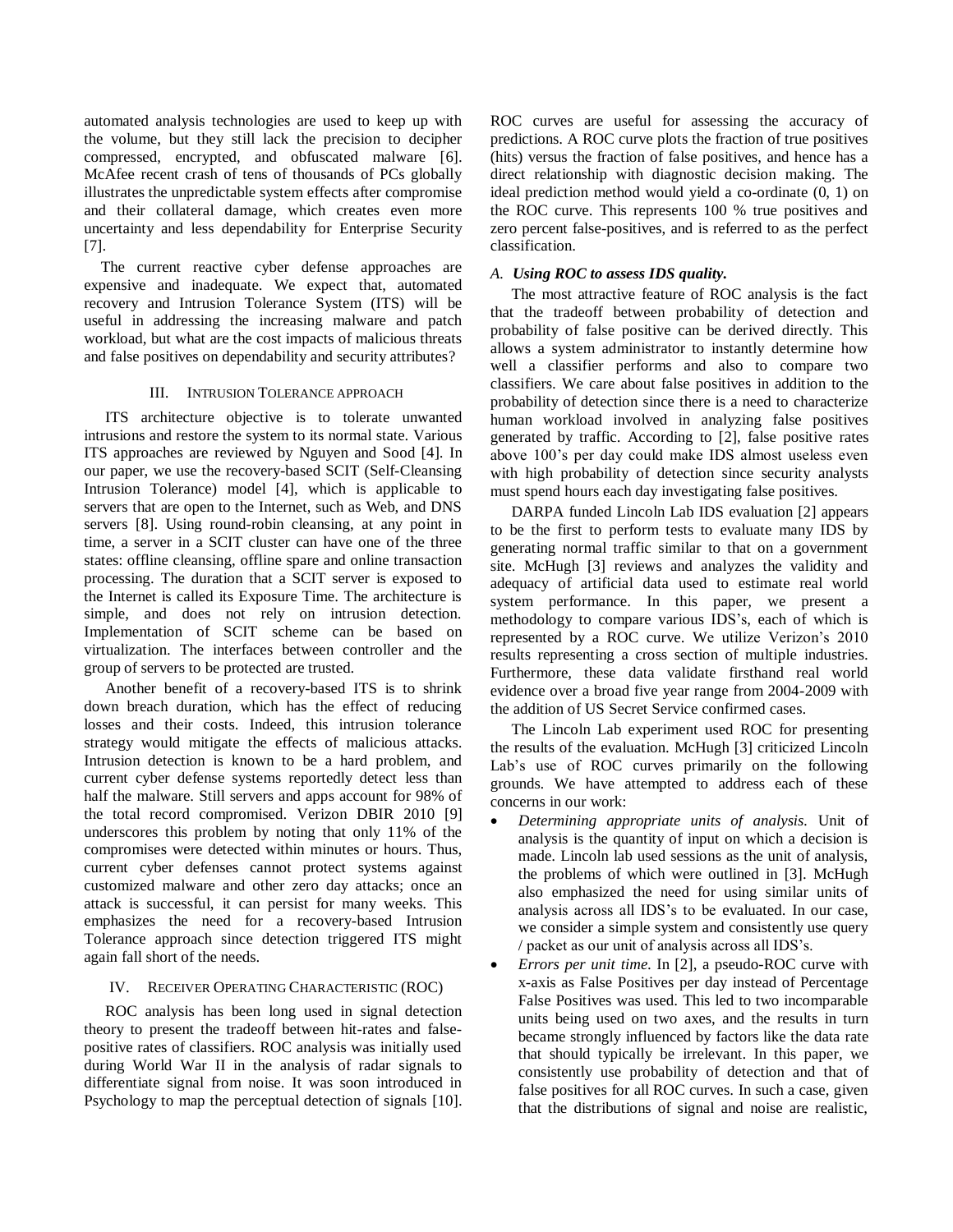automated analysis technologies are used to keep up with the volume, but they still lack the precision to decipher compressed, encrypted, and obfuscated malware [6]. McAfee recent crash of tens of thousands of PCs globally illustrates the unpredictable system effects after compromise and their collateral damage, which creates even more uncertainty and less dependability for Enterprise Security [7].

The current reactive cyber defense approaches are expensive and inadequate. We expect that, automated recovery and Intrusion Tolerance System (ITS) will be useful in addressing the increasing malware and patch workload, but what are the cost impacts of malicious threats and false positives on dependability and security attributes?

## III. Intrusion Tolerance approach

ITS architecture objective is to tolerate unwanted intrusions and restore the system to its normal state. Various ITS approaches are reviewed by Nguyen and Sood [4]. In our paper, we use the recovery-based SCIT (Self-Cleansing Intrusion Tolerance) model [4], which is applicable to servers that are open to the Internet, such as Web, and DNS servers [8]. Using round-robin cleansing, at any point in time, a server in a SCIT cluster can have one of the three states: offline cleansing, offline spare and online transaction processing. The duration that a SCIT server is exposed to the Internet is called its Exposure Time. The architecture is simple, and does not rely on intrusion detection. Implementation of SCIT scheme can be based on virtualization. The interfaces between controller and the group of servers to be protected are trusted.

Another benefit of a recovery-based ITS is to shrink down breach duration, which has the effect of reducing losses and their costs. Indeed, this intrusion tolerance strategy would mitigate the effects of malicious attacks. Intrusion detection is known to be a hard problem, and current cyber defense systems reportedly detect less than half the malware. Still servers and apps account for 98% of the total record compromised. Verizon DBIR 2010 [9] underscores this problem by noting that only 11% of the compromises were detected within minutes or hours. Thus, current cyber defenses cannot protect systems against customized malware and other zero day attacks; once an attack is successful, it can persist for many weeks. This emphasizes the need for a recovery-based Intrusion Tolerance approach since detection triggered ITS might again fall short of the needs.

## IV. Receiver Operating Characteristic (ROC)

ROC analysis has been long used in signal detection theory to present the tradeoff between hit-rates and false-positive rates of classifiers. ROC analysis was initially used during World War II in the analysis of radar signals to differentiate signal from noise. It was soon introduced in Psychology to map the perceptual detection of signals [10]. ROC curves are useful for assessing the accuracy of predictions. A ROC curve plots the fraction of true positives (hits) versus the fraction of false positives, and hence has a direct relationship with diagnostic decision making. The ideal prediction method would yield a co-ordinate (0, 1) on the ROC curve. This represents 100 % true positives and zero percent false-positives, and is referred to as the perfect classification.

### A. *Using ROC to assess IDS quality.*

The most attractive feature of ROC analysis is the fact that the tradeoff between probability of detection and probability of false positive can be derived directly. This allows a system administrator to instantly determine how well a classifier performs and also to compare two classifiers. We care about false positives in addition to the probability of detection since there is a need to characterize human workload involved in analyzing false positives generated by traffic. According to [2], false positive rates above 100's per day could make IDS almost useless even with high probability of detection since security analysts must spend hours each day investigating false positives.

DARPA funded Lincoln Lab IDS evaluation [2] appears to be the first to perform tests to evaluate many IDS by generating normal traffic similar to that on a government site. McHugh [3] reviews and analyzes the validity and adequacy of artificial data used to estimate real world system performance. In this paper, we present a methodology to compare various IDS's, each of which is represented by a ROC curve. We utilize Verizon's 2010 results representing a cross section of multiple industries. Furthermore, these data validate firsthand real world evidence over a broad five year range from 2004-2009 with the addition of US Secret Service confirmed cases.

The Lincoln Lab experiment used ROC for presenting the results of the evaluation. McHugh [3] criticized Lincoln Lab's use of ROC curves primarily on the following grounds. We have attempted to address each of these concerns in our work:

- *Determining appropriate units of analysis.* Unit of analysis is the quantity of input on which a decision is made. Lincoln lab used sessions as the unit of analysis, the problems of which were outlined in [3]. McHugh also emphasized the need for using similar units of analysis across all IDS's to be evaluated. In our case, we consider a simple system and consistently use query / packet as our unit of analysis across all IDS's.
- *Errors per unit time.* In [2], a pseudo-ROC curve with x-axis as False Positives per day instead of Percentage False Positives was used. This led to two incomparable units being used on two axes, and the results in turn became strongly influenced by factors like the data rate that should typically be irrelevant. In this paper, we consistently use probability of detection and that of false positives for all ROC curves. In such a case, given that the distributions of signal and noise are realistic,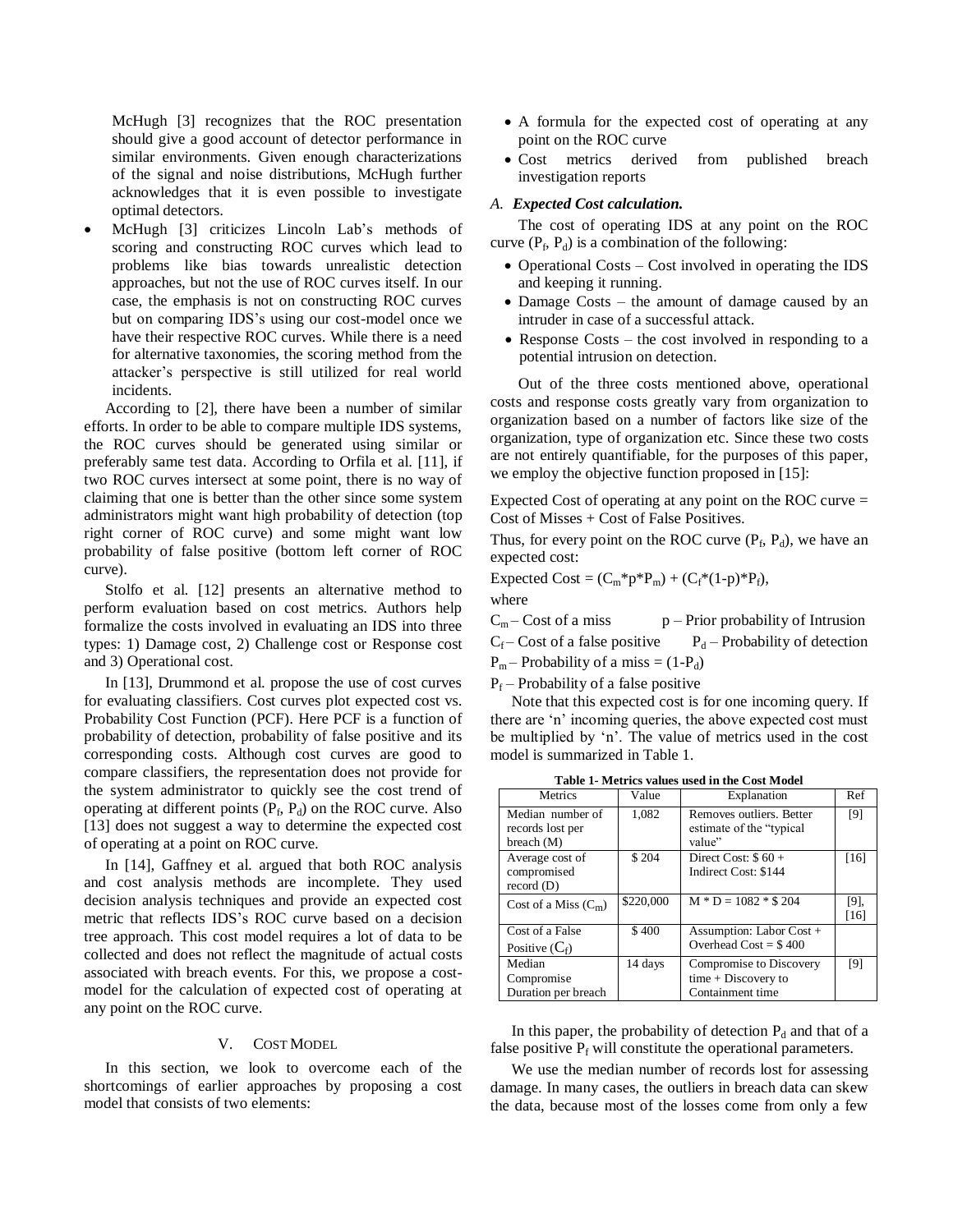McHugh [3] recognizes that the ROC presentation should give a good account of detector performance in similar environments. Given enough characterizations of the signal and noise distributions, McHugh further acknowledges that it is even possible to investigate optimal detectors.

- McHugh [3] criticizes Lincoln Lab's methods of scoring and constructing ROC curves which lead to problems like bias towards unrealistic detection approaches, but not the use of ROC curves itself. In our case, the emphasis is not on constructing ROC curves but on comparing IDS's using our cost-model once we have their respective ROC curves. While there is a need for alternative taxonomies, the scoring method from the attacker's perspective is still utilized for real world incidents.

According to [2], there have been a number of similar efforts. In order to be able to compare multiple IDS systems, the ROC curves should be generated using similar or preferably same test data. According to Orfila et al. [11], if two ROC curves intersect at some point, there is no way of claiming that one is better than the other since some system administrators might want high probability of detection (top right corner of ROC curve) and some might want low probability of false positive (bottom left corner of ROC curve).

Stolfo et al. [12] presents an alternative method to perform evaluation based on cost metrics. Authors help formalize the costs involved in evaluating an IDS into three types: 1) Damage cost, 2) Challenge cost or Response cost and 3) Operational cost.

In [13], Drummond et al. propose the use of cost curves for evaluating classifiers. Cost curves plot expected cost vs. Probability Cost Function (PCF). Here PCF is a function of probability of detection, probability of false positive and its corresponding costs. Although cost curves are good to compare classifiers, the representation does not provide for the system administrator to quickly see the cost trend of operating at different points ($P_f$, $P_d$) on the ROC curve. Also [13] does not suggest a way to determine the expected cost of operating at a point on ROC curve.

In [14], Gaffney et al. argued that both ROC analysis and cost analysis methods are incomplete. They used decision analysis techniques and provide an expected cost metric that reflects IDS's ROC curve based on a decision tree approach. This cost model requires a lot of data to be collected and does not reflect the magnitude of actual costs associated with breach events. For this, we propose a cost-model for the calculation of expected cost of operating at any point on the ROC curve.

## V. Cost Model

In this section, we look to overcome each of the shortcomings of earlier approaches by proposing a cost model that consists of two elements:

- A formula for the expected cost of operating at any point on the ROC curve
- Cost metrics derived from published breach investigation reports

### A. *Expected Cost calculation.*

The cost of operating IDS at any point on the ROC curve ($P_f$, $P_d$) is a combination of the following:

- Operational Costs – Cost involved in operating the IDS and keeping it running.
- Damage Costs – the amount of damage caused by an intruder in case of a successful attack.
- Response Costs – the cost involved in responding to a potential intrusion on detection.

Out of the three costs mentioned above, operational costs and response costs greatly vary from organization to organization based on a number of factors like size of the organization, type of organization etc. Since these two costs are not entirely quantifiable, for the purposes of this paper, we employ the objective function proposed in [15]:

Expected Cost of operating at any point on the ROC curve = Cost of Misses + Cost of False Positives.

Thus, for every point on the ROC curve ($P_f$, $P_d$), we have an expected cost:

$$\text{Expected Cost} = (C_m * p * P_m) + (C_f * (1-p) * P_f),$$

where

$C_m$ – Cost of a miss

$p$ – Prior probability of Intrusion

$C_f$ – Cost of a false positive

$P_d$ – Probability of detection

$P_m$ – Probability of a miss = $(1-P_d)$

$P_f$ – Probability of a false positive

Note that this expected cost is for one incoming query. If there are 'n' incoming queries, the above expected cost must be multiplied by 'n'. The value of metrics used in the cost model is summarized in Table 1.

**Table 1- Metrics values used in the Cost Model**

| Metrics | Value | Explanation | Ref |
|---|---|---|---|
| Median number of records lost per breach (M) | 1,082 | Removes outliers. Better estimate of the "typical value" | [9] |
| Average cost of compromised record (D) | $ 204 | Direct Cost: $ 60 + Indirect Cost: $144 | [16] |
| Cost of a Miss ($C_m$) | $220,000 | M * D = 1082 * $ 204 | [9], [16] |
| Cost of a False Positive ($C_f$) | $ 400 | Assumption: Labor Cost + Overhead Cost = $ 400 | |
| Median Compromise Duration per breach | 14 days | Compromise to Discovery time + Discovery to Containment time | [9] |

In this paper, the probability of detection $P_d$ and that of a false positive $P_f$ will constitute the operational parameters.

We use the median number of records lost for assessing damage. In many cases, the outliers in breach data can skew the data, because most of the losses come from only a few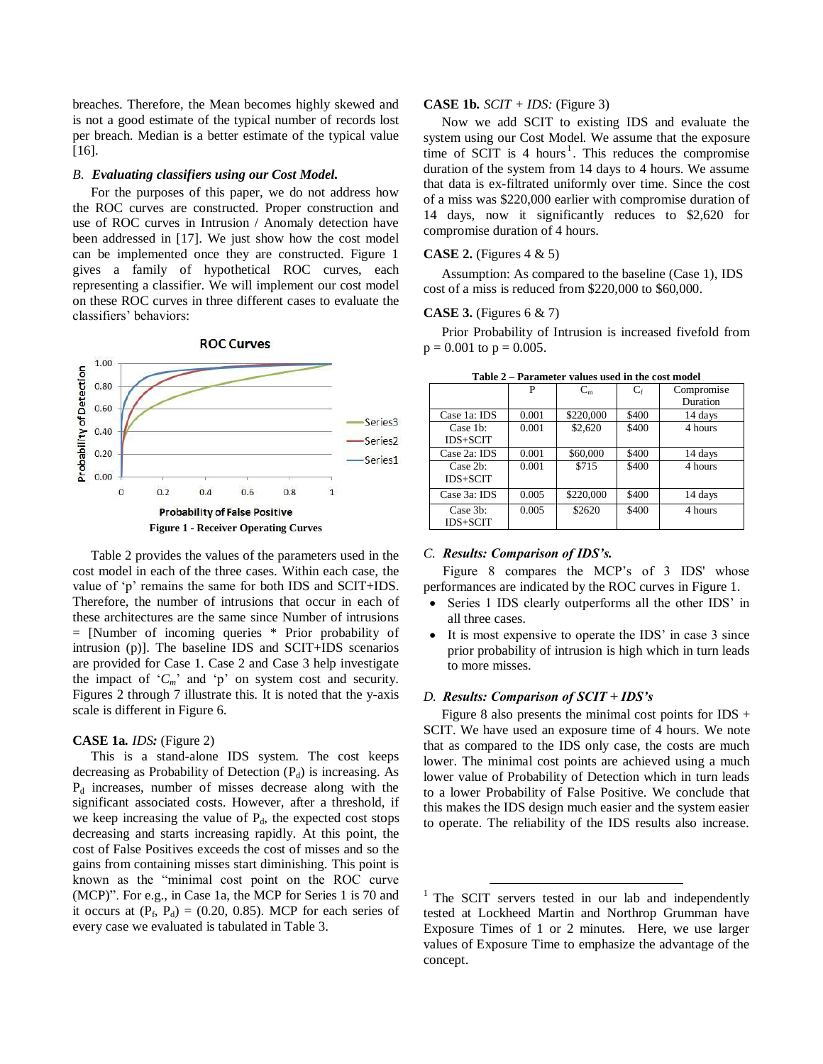breaches. Therefore, the Mean becomes highly skewed and is not a good estimate of the typical number of records lost per breach. Median is a better estimate of the typical value [16].

### B. *Evaluating classifiers using our Cost Model.*

For the purposes of this paper, we do not address how the ROC curves are constructed. Proper construction and use of ROC curves in Intrusion / Anomaly detection have been addressed in [17]. We just show how the cost model can be implemented once they are constructed. Figure 1 gives a family of hypothetical ROC curves, each representing a classifier. We will implement our cost model on these ROC curves in three different cases to evaluate the classifiers' behaviors:

Figure 1 - Receiver Operating Curves

Table 2 provides the values of the parameters used in the cost model in each of the three cases. Within each case, the value of 'p' remains the same for both IDS and SCIT+IDS. Therefore, the number of intrusions that occur in each of these architectures are the same since Number of intrusions = [Number of incoming queries * Prior probability of intrusion (p)]. The baseline IDS and SCIT+IDS scenarios are provided for Case 1. Case 2 and Case 3 help investigate the impact of '$C_m$' and 'p' on system cost and security. Figures 2 through 7 illustrate this. It is noted that the y-axis scale is different in Figure 6.

**CASE 1a.** *IDS:* (Figure 2)

This is a stand-alone IDS system. The cost keeps decreasing as Probability of Detection ($P_d$) is increasing. As $P_d$ increases, number of misses decrease along with the significant associated costs. However, after a threshold, if we keep increasing the value of $P_d$, the expected cost stops decreasing and starts increasing rapidly. At this point, the cost of False Positives exceeds the cost of misses and so the gains from containing misses start diminishing. This point is known as the "minimal cost point on the ROC curve (MCP)". For e.g., in Case 1a, the MCP for Series 1 is 70 and it occurs at ($P_f$, $P_d$) = (0.20, 0.85). MCP for each series of every case we evaluated is tabulated in Table 3.

**CASE 1b.** *SCIT + IDS:* (Figure 3)

Now we add SCIT to existing IDS and evaluate the system using our Cost Model. We assume that the exposure time of SCIT is 4 hours[1]. This reduces the compromise duration of the system from 14 days to 4 hours. We assume that data is ex-filtrated uniformly over time. Since the cost of a miss was $220,000 earlier with compromise duration of 14 days, now it significantly reduces to $2,620 for compromise duration of 4 hours.

**CASE 2.** (Figures 4 & 5)

Assumption: As compared to the baseline (Case 1), IDS cost of a miss is reduced from $220,000 to $60,000.

**CASE 3.** (Figures 6 & 7)

Prior Probability of Intrusion is increased fivefold from p = 0.001 to p = 0.005.

**Table 2 – Parameter values used in the cost model**

| | P | $C_m$ | $C_f$ | Compromise Duration |
|---|---|---|---|---|
| Case 1a: IDS | 0.001 | $220,000 | $400 | 14 days |
| Case 1b: IDS+SCIT | 0.001 | $2,620 | $400 | 4 hours |
| Case 2a: IDS | 0.001 | $60,000 | $400 | 14 days |
| Case 2b: IDS+SCIT | 0.001 | $715 | $400 | 4 hours |
| Case 3a: IDS | 0.005 | $220,000 | $400 | 14 days |
| Case 3b: IDS+SCIT | 0.005 | $2620 | $400 | 4 hours |

### C. *Results: Comparison of IDS's.*

Figure 8 compares the MCP's of 3 IDS' whose performances are indicated by the ROC curves in Figure 1.

- Series 1 IDS clearly outperforms all the other IDS' in all three cases.
- It is most expensive to operate the IDS' in case 3 since prior probability of intrusion is high which in turn leads to more misses.

### D. *Results: Comparison of SCIT + IDS's*

Figure 8 also presents the minimal cost points for IDS + SCIT. We have used an exposure time of 4 hours. We note that as compared to the IDS only case, the costs are much lower. The minimal cost points are achieved using a much lower value of Probability of Detection which in turn leads to a lower Probability of False Positive. We conclude that this makes the IDS design much easier and the system easier to operate. The reliability of the IDS results also increase.

---

[1] The SCIT servers tested in our lab and independently tested at Lockheed Martin and Northrop Grumman have Exposure Times of 1 or 2 minutes. Here, we use larger values of Exposure Time to emphasize the advantage of the concept.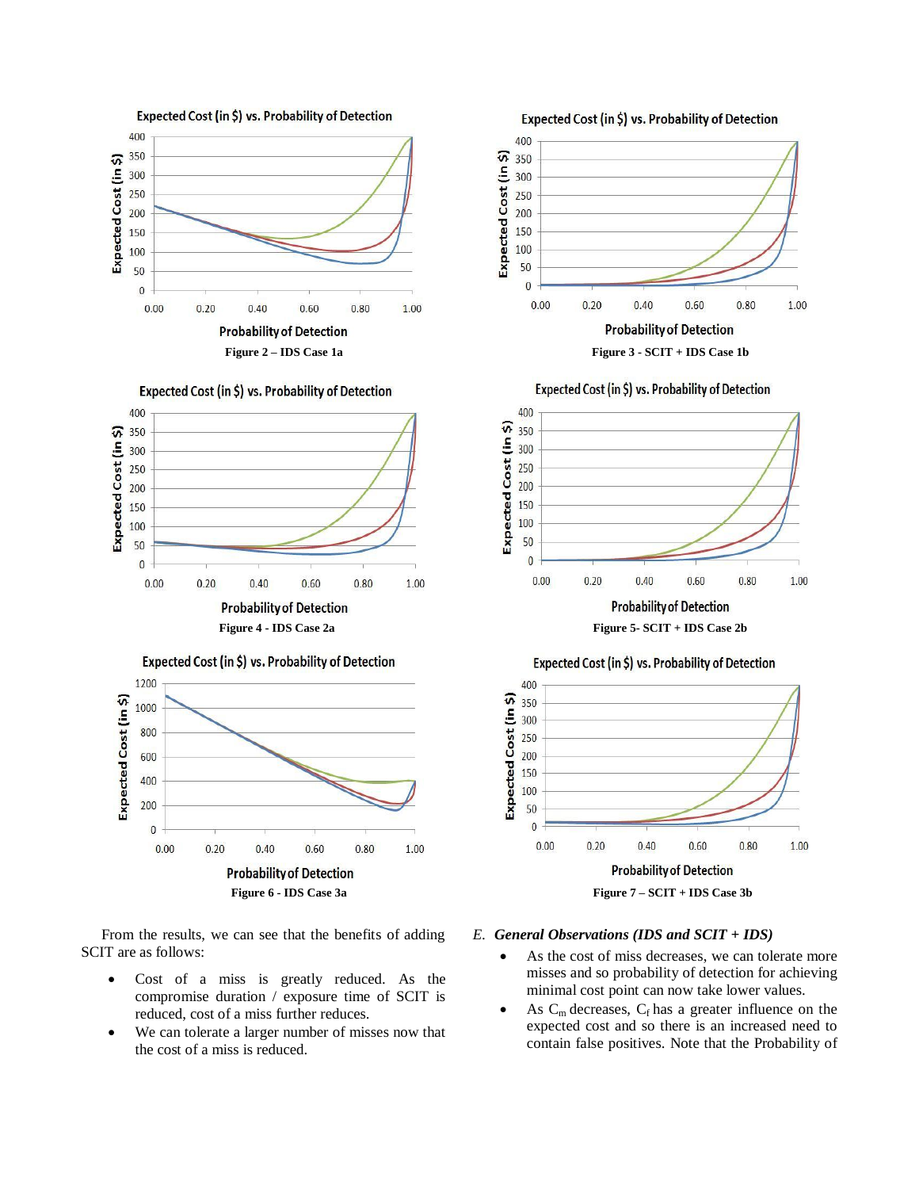Figure 2 – IDS Case 1a

Figure 3 - SCIT + IDS Case 1b

Figure 4 - IDS Case 2a

Figure 5- SCIT + IDS Case 2b

Figure 6 - IDS Case 3a

Figure 7 – SCIT + IDS Case 3b

From the results, we can see that the benefits of adding SCIT are as follows:

- Cost of a miss is greatly reduced. As the compromise duration / exposure time of SCIT is reduced, cost of a miss further reduces.
- We can tolerate a larger number of misses now that the cost of a miss is reduced.

### *E. General Observations (IDS and SCIT + IDS)*

- As the cost of miss decreases, we can tolerate more misses and so probability of detection for achieving minimal cost point can now take lower values.
- As $C_m$ decreases, $C_f$ has a greater influence on the expected cost and so there is an increased need to contain false positives. Note that the Probability of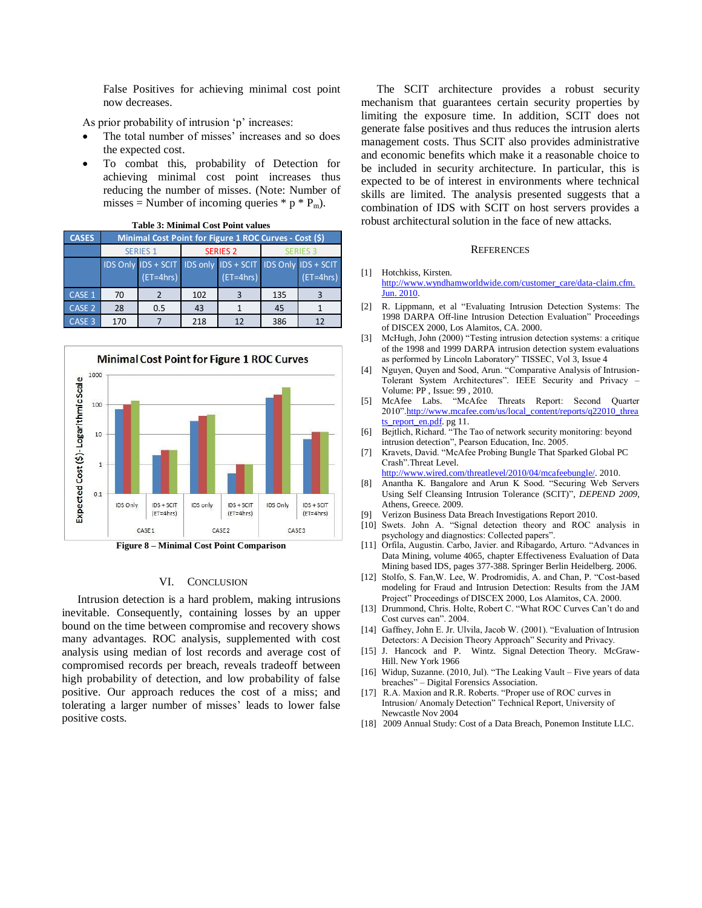False Positives for achieving minimal cost point now decreases.

As prior probability of intrusion 'p' increases:

- The total number of misses' increases and so does the expected cost.
- To combat this, probability of Detection for achieving minimal cost point increases thus reducing the number of misses. (Note: Number of misses = Number of incoming queries * p * $P_m$).

**Table 3: Minimal Cost Point values**

| CASES | Minimal Cost Point for Figure 1 ROC Curves - Cost ($) | | | | | |
|---|---|---|---|---|---|---|
| | SERIES 1 | | SERIES 2 | | SERIES 3 | |
| | IDS Only | IDS + SCIT (ET=4hrs) | IDS only | IDS + SCIT (ET=4hrs) | IDS Only | IDS + SCIT (ET=4hrs) |
| CASE 1 | 70 | 2 | 102 | 3 | 135 | 3 |
| CASE 2 | 28 | 0.5 | 43 | 1 | 45 | 1 |
| CASE 3 | 170 | 7 | 218 | 12 | 386 | 12 |

Minimal Cost Point for Figure 1 ROC Curves

Expected Cost ($) - Logarithmic Scale

1000
100
10
1
0.1

IDS Only
IDS + SCIT (ET=4hrs)
IDS only
IDS + SCIT (ET=4hrs)
IDS Only
IDS + SCIT (ET=4hrs)

CASE 1
CASE 2
CASE 3

**Figure 8 – Minimal Cost Point Comparison**

## VI. Conclusion

Intrusion detection is a hard problem, making intrusions inevitable. Consequently, containing losses by an upper bound on the time between compromise and recovery shows many advantages. ROC analysis, supplemented with cost analysis using median of lost records and average cost of compromised records per breach, reveals tradeoff between high probability of detection, and low probability of false positive. Our approach reduces the cost of a miss; and tolerating a larger number of misses' leads to lower false positive costs.

The SCIT architecture provides a robust security mechanism that guarantees certain security properties by limiting the exposure time. In addition, SCIT does not generate false positives and thus reduces the intrusion alerts management costs. Thus SCIT also provides administrative and economic benefits which make it a reasonable choice to be included in security architecture. In particular, this is expected to be of interest in environments where technical skills are limited. The analysis presented suggests that a combination of IDS with SCIT on host servers provides a robust architectural solution in the face of new attacks.

## References

[1] Hotchkiss, Kirsten. http://www.wyndhamworldwide.com/customer_care/data-claim.cfm. Jun. 2010.

[2] R. Lippmann, et al "Evaluating Intrusion Detection Systems: The 1998 DARPA Off-line Intrusion Detection Evaluation" Proceedings of DISCEX 2000, Los Alamitos, CA. 2000.

[3] McHugh, John (2000) "Testing intrusion detection systems: a critique of the 1998 and 1999 DARPA intrusion detection system evaluations as performed by Lincoln Laboratory" TISSEC, Vol 3, Issue 4

[4] Nguyen, Quyen and Sood, Arun. "Comparative Analysis of Intrusion-Tolerant System Architectures". IEEE Security and Privacy – Volume: PP , Issue: 99 , 2010.

[5] McAfee Labs. "McAfee Threats Report: Second Quarter 2010".http://www.mcafee.com/us/local_content/reports/q22010_threats_report_en.pdf. pg 11.

[6] Bejtlich, Richard. "The Tao of network security monitoring: beyond intrusion detection", Pearson Education, Inc. 2005.

[7] Kravets, David. "McAfee Probing Bungle That Sparked Global PC Crash".Threat Level. http://www.wired.com/threatlevel/2010/04/mcafeebungle/. 2010.

[8] Anantha K. Bangalore and Arun K Sood. "Securing Web Servers Using Self Cleansing Intrusion Tolerance (SCIT)", *DEPEND 2009*, Athens, Greece. 2009.

[9] Verizon Business Data Breach Investigations Report 2010.

[10] Swets. John A. "Signal detection theory and ROC analysis in psychology and diagnostics: Collected papers".

[11] Orfila, Augustin. Carbo, Javier. and Ribagardo, Arturo. "Advances in Data Mining, volume 4065, chapter Effectiveness Evaluation of Data Mining based IDS, pages 377-388. Springer Berlin Heidelberg. 2006.

[12] Stolfo, S. Fan,W. Lee, W. Prodromidis, A. and Chan, P. "Cost-based modeling for Fraud and Intrusion Detection: Results from the JAM Project" Proceedings of DISCEX 2000, Los Alamitos, CA. 2000.

[13] Drummond, Chris. Holte, Robert C. "What ROC Curves Can't do and Cost curves can". 2004.

[14] Gaffney, John E. Jr. Ulvila, Jacob W. (2001). "Evaluation of Intrusion Detectors: A Decision Theory Approach" Security and Privacy.

[15] J. Hancock and P. Wintz. Signal Detection Theory. McGraw-Hill. New York 1966

[16] Widup, Suzanne. (2010, Jul). "The Leaking Vault – Five years of data breaches" – Digital Forensics Association.

[17] R.A. Maxion and R.R. Roberts. "Proper use of ROC curves in Intrusion/ Anomaly Detection" Technical Report, University of Newcastle Nov 2004

[18] 2009 Annual Study: Cost of a Data Breach, Ponemon Institute LLC.